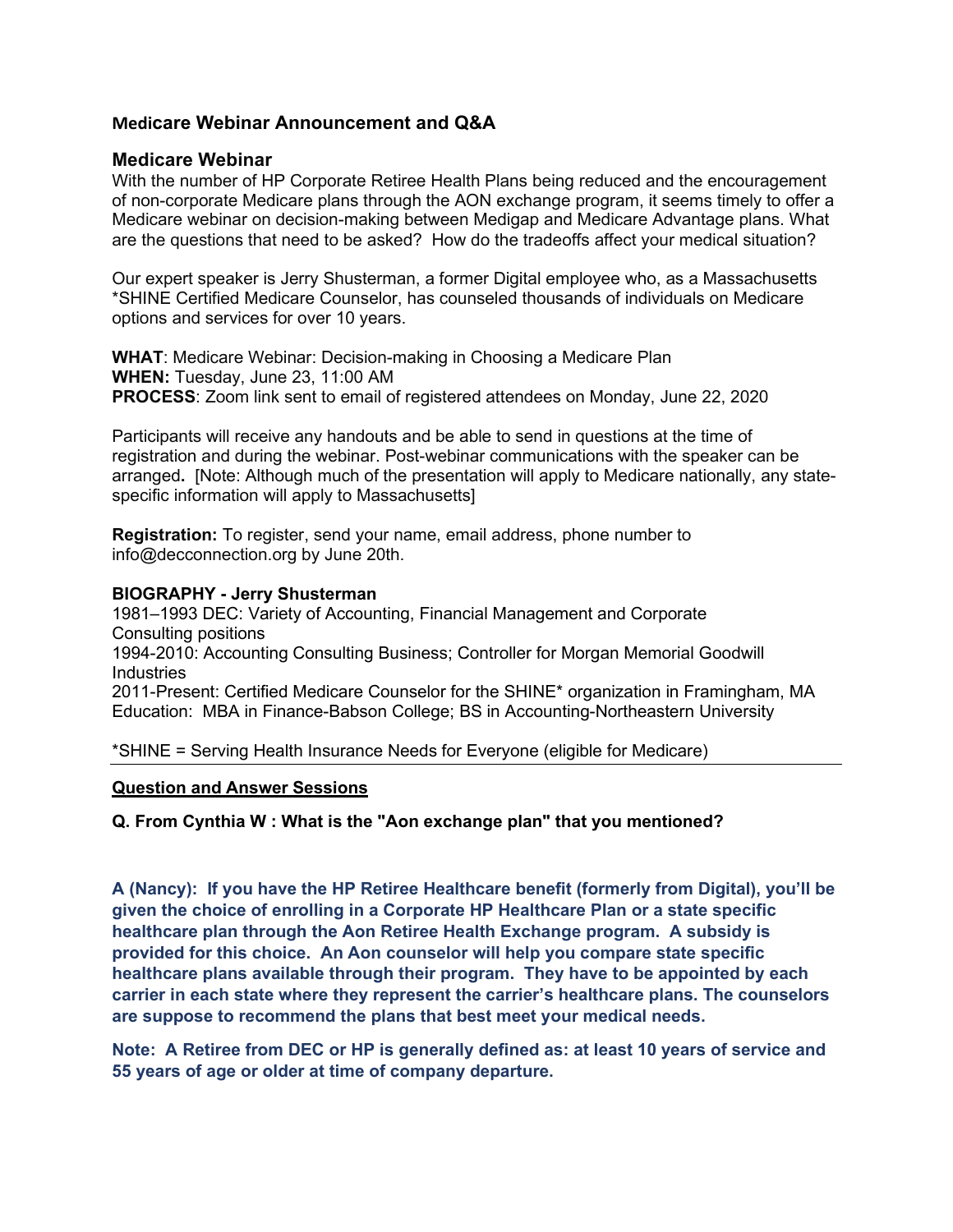## Medicare Webinar Announcement and Q&A

### Medicare Webinar

With the number of HP Corporate Retiree Health Plans being reduced and the encouragement of non-corporate Medicare plans through the AON exchange program, it seems timely to offer a Medicare webinar on decision-making between Medigap and Medicare Advantage plans. What are the questions that need to be asked? How do the tradeoffs affect your medical situation?

Our expert speaker is Jerry Shusterman, a former Digital employee who, as a Massachusetts *SHINE Certified Medicare Counselor, has counseled thousands of individuals on Medicare options and services for over 10 years.

**WHAT**: Medicare Webinar: Decision-making in Choosing a Medicare Plan
**WHEN:** Tuesday, June 23, 11:00 AM
**PROCESS**: Zoom link sent to email of registered attendees on Monday, June 22, 2020

Participants will receive any handouts and be able to send in questions at the time of registration and during the webinar. Post-webinar communications with the speaker can be arranged**.** [Note: Although much of the presentation will apply to Medicare nationally, any state-specific information will apply to Massachusetts]

**Registration:** To register, send your name, email address, phone number to info@decconnection.org by June 20th.

**BIOGRAPHY - Jerry Shusterman**
1981–1993 DEC: Variety of Accounting, Financial Management and Corporate Consulting positions
1994-2010: Accounting Consulting Business; Controller for Morgan Memorial Goodwill Industries
2011-Present: Certified Medicare Counselor for the SHINE* organization in Framingham, MA
Education: MBA in Finance-Babson College; BS in Accounting-Northeastern University

*SHINE = Serving Health Insurance Needs for Everyone (eligible for Medicare)

---

**Question and Answer Sessions**

**Q. From Cynthia W : What is the "Aon exchange plan" that you mentioned?**

**A (Nancy): If you have the HP Retiree Healthcare benefit (formerly from Digital), you'll be given the choice of enrolling in a Corporate HP Healthcare Plan or a state specific healthcare plan through the Aon Retiree Health Exchange program. A subsidy is provided for this choice. An Aon counselor will help you compare state specific healthcare plans available through their program. They have to be appointed by each carrier in each state where they represent the carrier's healthcare plans. The counselors are suppose to recommend the plans that best meet your medical needs.**

**Note: A Retiree from DEC or HP is generally defined as: at least 10 years of service and 55 years of age or older at time of company departure.**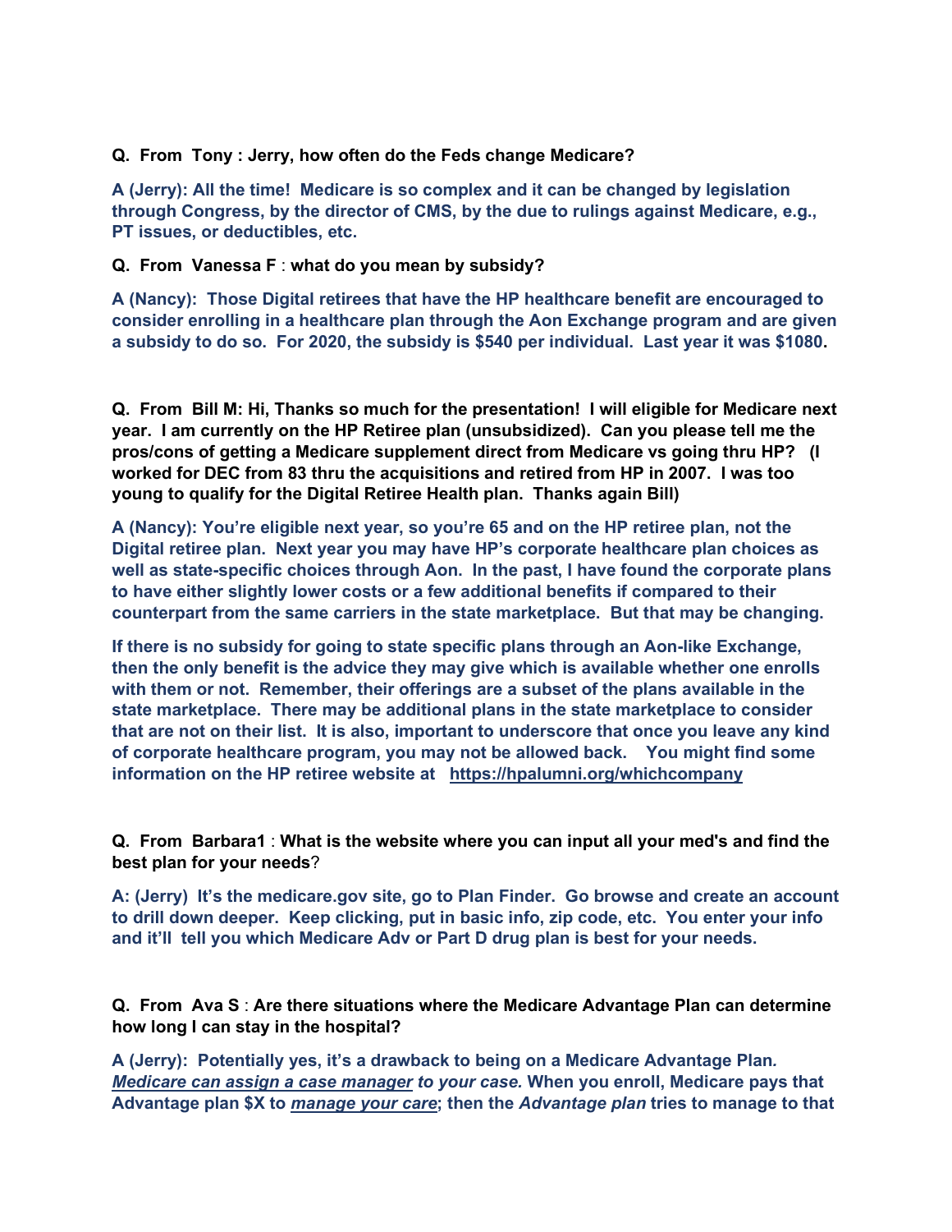**Q. From Tony : Jerry, how often do the Feds change Medicare?**

**A (Jerry): All the time! Medicare is so complex and it can be changed by legislation through Congress, by the director of CMS, by the due to rulings against Medicare, e.g., PT issues, or deductibles, etc.**

**Q. From Vanessa F : what do you mean by subsidy?**

**A (Nancy): Those Digital retirees that have the HP healthcare benefit are encouraged to consider enrolling in a healthcare plan through the Aon Exchange program and are given a subsidy to do so. For 2020, the subsidy is $540 per individual. Last year it was $1080.**

**Q. From Bill M: Hi, Thanks so much for the presentation! I will eligible for Medicare next year. I am currently on the HP Retiree plan (unsubsidized). Can you please tell me the pros/cons of getting a Medicare supplement direct from Medicare vs going thru HP? (I worked for DEC from 83 thru the acquisitions and retired from HP in 2007. I was too young to qualify for the Digital Retiree Health plan. Thanks again Bill)**

**A (Nancy): You're eligible next year, so you're 65 and on the HP retiree plan, not the Digital retiree plan. Next year you may have HP's corporate healthcare plan choices as well as state-specific choices through Aon. In the past, I have found the corporate plans to have either slightly lower costs or a few additional benefits if compared to their counterpart from the same carriers in the state marketplace. But that may be changing.**

**If there is no subsidy for going to state specific plans through an Aon-like Exchange, then the only benefit is the advice they may give which is available whether one enrolls with them or not. Remember, their offerings are a subset of the plans available in the state marketplace. There may be additional plans in the state marketplace to consider that are not on their list. It is also, important to underscore that once you leave any kind of corporate healthcare program, you may not be allowed back. You might find some information on the HP retiree website at https://hpalumni.org/whichcompany**

**Q. From Barbara1 : What is the website where you can input all your med's and find the best plan for your needs?**

**A: (Jerry) It's the medicare.gov site, go to Plan Finder. Go browse and create an account to drill down deeper. Keep clicking, put in basic info, zip code, etc. You enter your info and it'll tell you which Medicare Adv or Part D drug plan is best for your needs.**

**Q. From Ava S : Are there situations where the Medicare Advantage Plan can determine how long I can stay in the hospital?**

**A (Jerry): Potentially yes, it's a drawback to being on a Medicare Advantage Plan. *Medicare can assign a case manager to your case.* When you enroll, Medicare pays that Advantage plan $X to *manage your care*; then the *Advantage plan* tries to manage to that**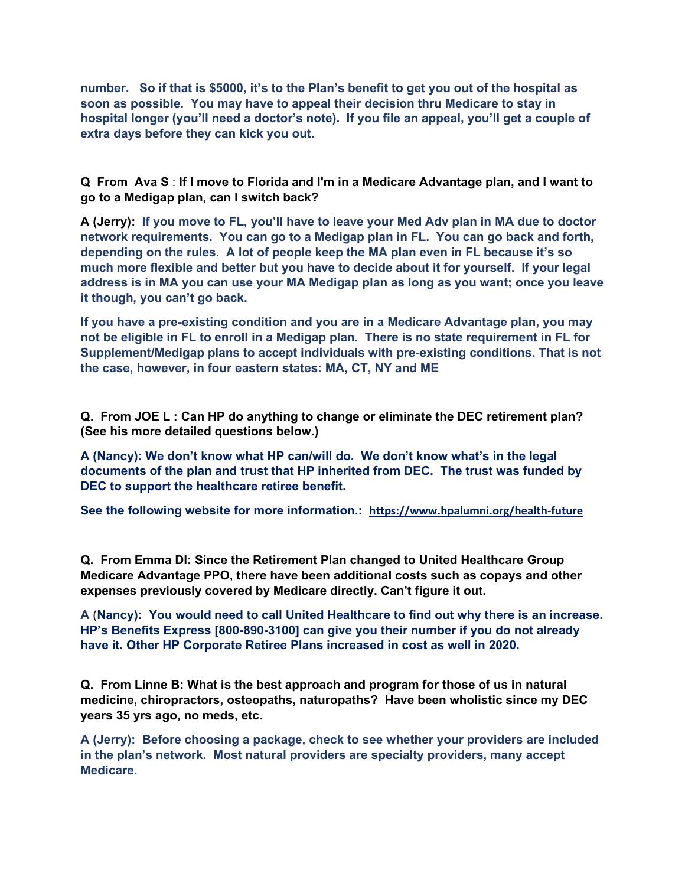**number. So if that is $5000, it's to the Plan's benefit to get you out of the hospital as soon as possible. You may have to appeal their decision thru Medicare to stay in hospital longer (you'll need a doctor's note). If you file an appeal, you'll get a couple of extra days before they can kick you out.**

**Q From Ava S : If I move to Florida and I'm in a Medicare Advantage plan, and I want to go to a Medigap plan, can I switch back?**

**A (Jerry): If you move to FL, you'll have to leave your Med Adv plan in MA due to doctor network requirements. You can go to a Medigap plan in FL. You can go back and forth, depending on the rules. A lot of people keep the MA plan even in FL because it's so much more flexible and better but you have to decide about it for yourself. If your legal address is in MA you can use your MA Medigap plan as long as you want; once you leave it though, you can't go back.**

**If you have a pre-existing condition and you are in a Medicare Advantage plan, you may not be eligible in FL to enroll in a Medigap plan. There is no state requirement in FL for Supplement/Medigap plans to accept individuals with pre-existing conditions. That is not the case, however, in four eastern states: MA, CT, NY and ME**

**Q. From JOE L : Can HP do anything to change or eliminate the DEC retirement plan? (See his more detailed questions below.)**

**A (Nancy): We don't know what HP can/will do. We don't know what's in the legal documents of the plan and trust that HP inherited from DEC. The trust was funded by DEC to support the healthcare retiree benefit.**

**See the following website for more information.: https://www.hpalumni.org/health-future**

**Q. From Emma DI: Since the Retirement Plan changed to United Healthcare Group Medicare Advantage PPO, there have been additional costs such as copays and other expenses previously covered by Medicare directly. Can't figure it out.**

**A (Nancy): You would need to call United Healthcare to find out why there is an increase. HP's Benefits Express [800-890-3100] can give you their number if you do not already have it. Other HP Corporate Retiree Plans increased in cost as well in 2020.**

**Q. From Linne B: What is the best approach and program for those of us in natural medicine, chiropractors, osteopaths, naturopaths? Have been wholistic since my DEC years 35 yrs ago, no meds, etc.**

**A (Jerry): Before choosing a package, check to see whether your providers are included in the plan's network. Most natural providers are specialty providers, many accept Medicare.**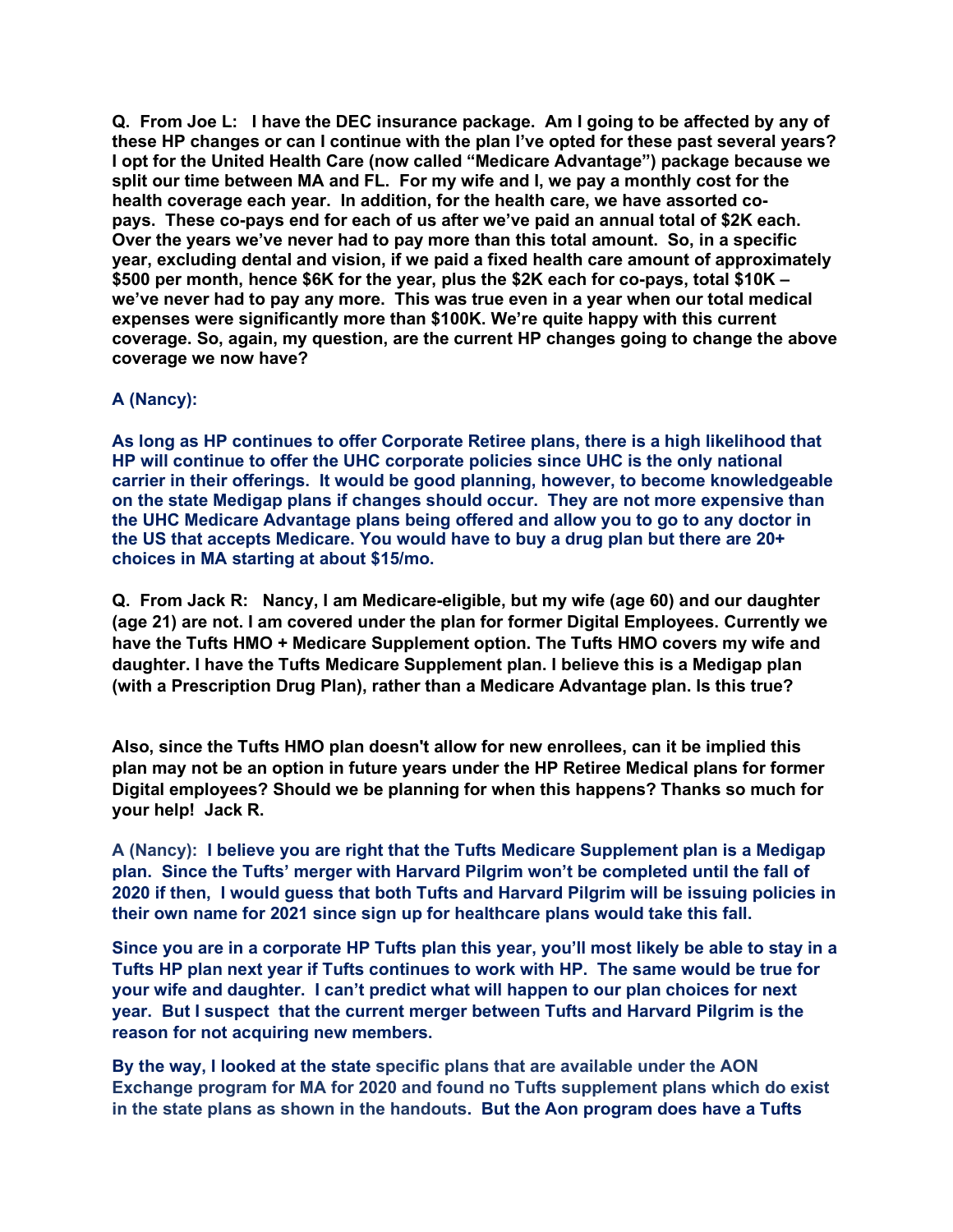**Q. From Joe L: I have the DEC insurance package. Am I going to be affected by any of these HP changes or can I continue with the plan I've opted for these past several years? I opt for the United Health Care (now called "Medicare Advantage") package because we split our time between MA and FL. For my wife and I, we pay a monthly cost for the health coverage each year. In addition, for the health care, we have assorted co-pays. These co-pays end for each of us after we've paid an annual total of $2K each. Over the years we've never had to pay more than this total amount. So, in a specific year, excluding dental and vision, if we paid a fixed health care amount of approximately $500 per month, hence $6K for the year, plus the $2K each for co-pays, total $10K – we've never had to pay any more. This was true even in a year when our total medical expenses were significantly more than $100K. We're quite happy with this current coverage. So, again, my question, are the current HP changes going to change the above coverage we now have?**

**A (Nancy):**

**As long as HP continues to offer Corporate Retiree plans, there is a high likelihood that HP will continue to offer the UHC corporate policies since UHC is the only national carrier in their offerings. It would be good planning, however, to become knowledgeable on the state Medigap plans if changes should occur. They are not more expensive than the UHC Medicare Advantage plans being offered and allow you to go to any doctor in the US that accepts Medicare. You would have to buy a drug plan but there are 20+ choices in MA starting at about $15/mo.**

**Q. From Jack R: Nancy, I am Medicare-eligible, but my wife (age 60) and our daughter (age 21) are not. I am covered under the plan for former Digital Employees. Currently we have the Tufts HMO + Medicare Supplement option. The Tufts HMO covers my wife and daughter. I have the Tufts Medicare Supplement plan. I believe this is a Medigap plan (with a Prescription Drug Plan), rather than a Medicare Advantage plan. Is this true?**

**Also, since the Tufts HMO plan doesn't allow for new enrollees, can it be implied this plan may not be an option in future years under the HP Retiree Medical plans for former Digital employees? Should we be planning for when this happens? Thanks so much for your help! Jack R.**

**A (Nancy): I believe you are right that the Tufts Medicare Supplement plan is a Medigap plan. Since the Tufts' merger with Harvard Pilgrim won't be completed until the fall of 2020 if then, I would guess that both Tufts and Harvard Pilgrim will be issuing policies in their own name for 2021 since sign up for healthcare plans would take this fall.**

**Since you are in a corporate HP Tufts plan this year, you'll most likely be able to stay in a Tufts HP plan next year if Tufts continues to work with HP. The same would be true for your wife and daughter. I can't predict what will happen to our plan choices for next year. But I suspect that the current merger between Tufts and Harvard Pilgrim is the reason for not acquiring new members.**

**By the way, I looked at the state specific plans that are available under the AON Exchange program for MA for 2020 and found no Tufts supplement plans which do exist in the state plans as shown in the handouts. But the Aon program does have a Tufts**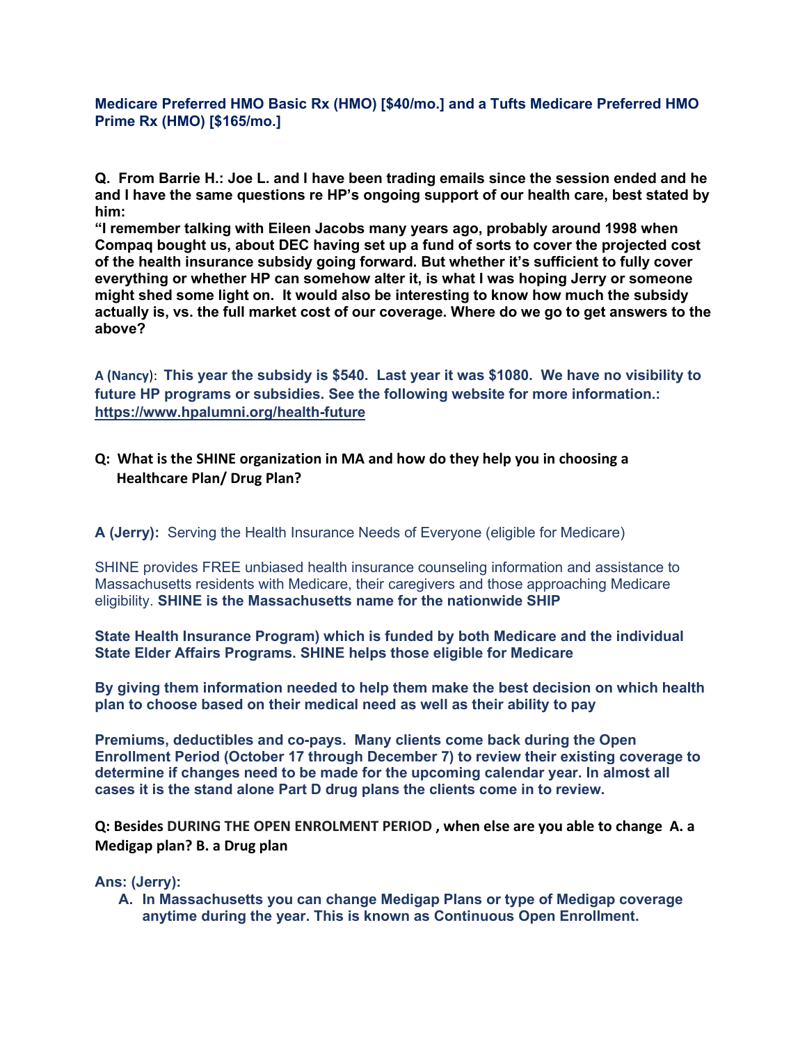**Medicare Preferred HMO Basic Rx (HMO) [$40/mo.] and a Tufts Medicare Preferred HMO Prime Rx (HMO) [$165/mo.]**

**Q. From Barrie H.: Joe L. and I have been trading emails since the session ended and he and I have the same questions re HP's ongoing support of our health care, best stated by him:**
**"I remember talking with Eileen Jacobs many years ago, probably around 1998 when Compaq bought us, about DEC having set up a fund of sorts to cover the projected cost of the health insurance subsidy going forward. But whether it's sufficient to fully cover everything or whether HP can somehow alter it, is what I was hoping Jerry or someone might shed some light on. It would also be interesting to know how much the subsidy actually is, vs. the full market cost of our coverage. Where do we go to get answers to the above?**

**A (Nancy): This year the subsidy is $540. Last year it was $1080. We have no visibility to future HP programs or subsidies. See the following website for more information.: https://www.hpalumni.org/health-future**

**Q: What is the SHINE organization in MA and how do they help you in choosing a Healthcare Plan/ Drug Plan?**

**A (Jerry):** Serving the Health Insurance Needs of Everyone (eligible for Medicare)

SHINE provides FREE unbiased health insurance counseling information and assistance to Massachusetts residents with Medicare, their caregivers and those approaching Medicare eligibility. **SHINE is the Massachusetts name for the nationwide SHIP**

**State Health Insurance Program) which is funded by both Medicare and the individual State Elder Affairs Programs. SHINE helps those eligible for Medicare**

**By giving them information needed to help them make the best decision on which health plan to choose based on their medical need as well as their ability to pay**

**Premiums, deductibles and co-pays. Many clients come back during the Open Enrollment Period (October 17 through December 7) to review their existing coverage to determine if changes need to be made for the upcoming calendar year. In almost all cases it is the stand alone Part D drug plans the clients come in to review.**

**Q: Besides DURING THE OPEN ENROLMENT PERIOD , when else are you able to change A. a Medigap plan? B. a Drug plan**

**Ans: (Jerry):**

A. **In Massachusetts you can change Medigap Plans or type of Medigap coverage anytime during the year. This is known as Continuous Open Enrollment.**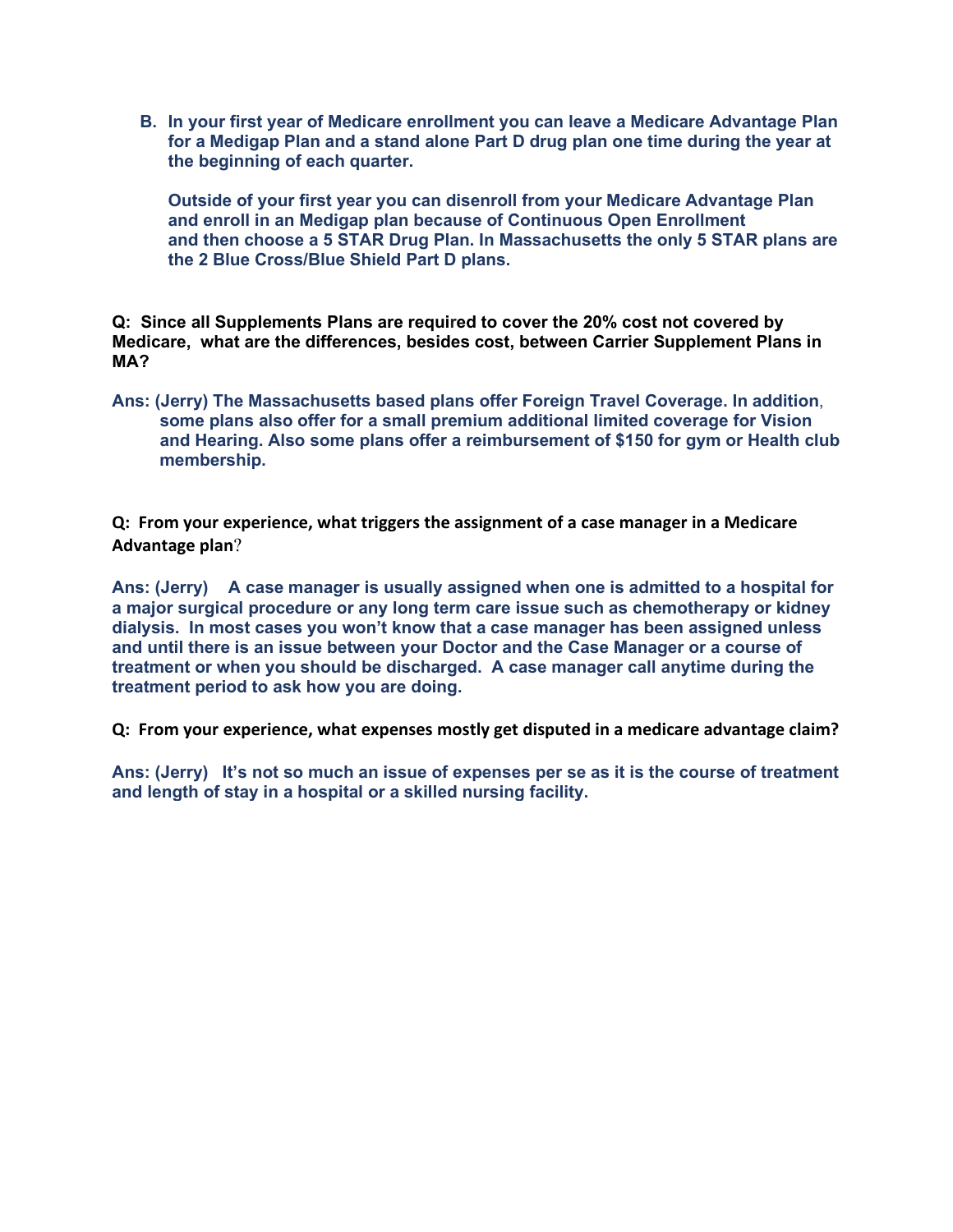B. **In your first year of Medicare enrollment you can leave a Medicare Advantage Plan for a Medigap Plan and a stand alone Part D drug plan one time during the year at the beginning of each quarter.**

   **Outside of your first year you can disenroll from your Medicare Advantage Plan and enroll in an Medigap plan because of Continuous Open Enrollment and then choose a 5 STAR Drug Plan. In Massachusetts the only 5 STAR plans are the 2 Blue Cross/Blue Shield Part D plans.**

**Q: Since all Supplements Plans are required to cover the 20% cost not covered by Medicare, what are the differences, besides cost, between Carrier Supplement Plans in MA?**

**Ans: (Jerry) The Massachusetts based plans offer Foreign Travel Coverage. In addition, some plans also offer for a small premium additional limited coverage for Vision and Hearing. Also some plans offer a reimbursement of $150 for gym or Health club membership.**

**Q: From your experience, what triggers the assignment of a case manager in a Medicare Advantage plan?**

**Ans: (Jerry) A case manager is usually assigned when one is admitted to a hospital for a major surgical procedure or any long term care issue such as chemotherapy or kidney dialysis. In most cases you won't know that a case manager has been assigned unless and until there is an issue between your Doctor and the Case Manager or a course of treatment or when you should be discharged. A case manager call anytime during the treatment period to ask how you are doing.**

**Q: From your experience, what expenses mostly get disputed in a medicare advantage claim?**

**Ans: (Jerry) It's not so much an issue of expenses per se as it is the course of treatment and length of stay in a hospital or a skilled nursing facility.**